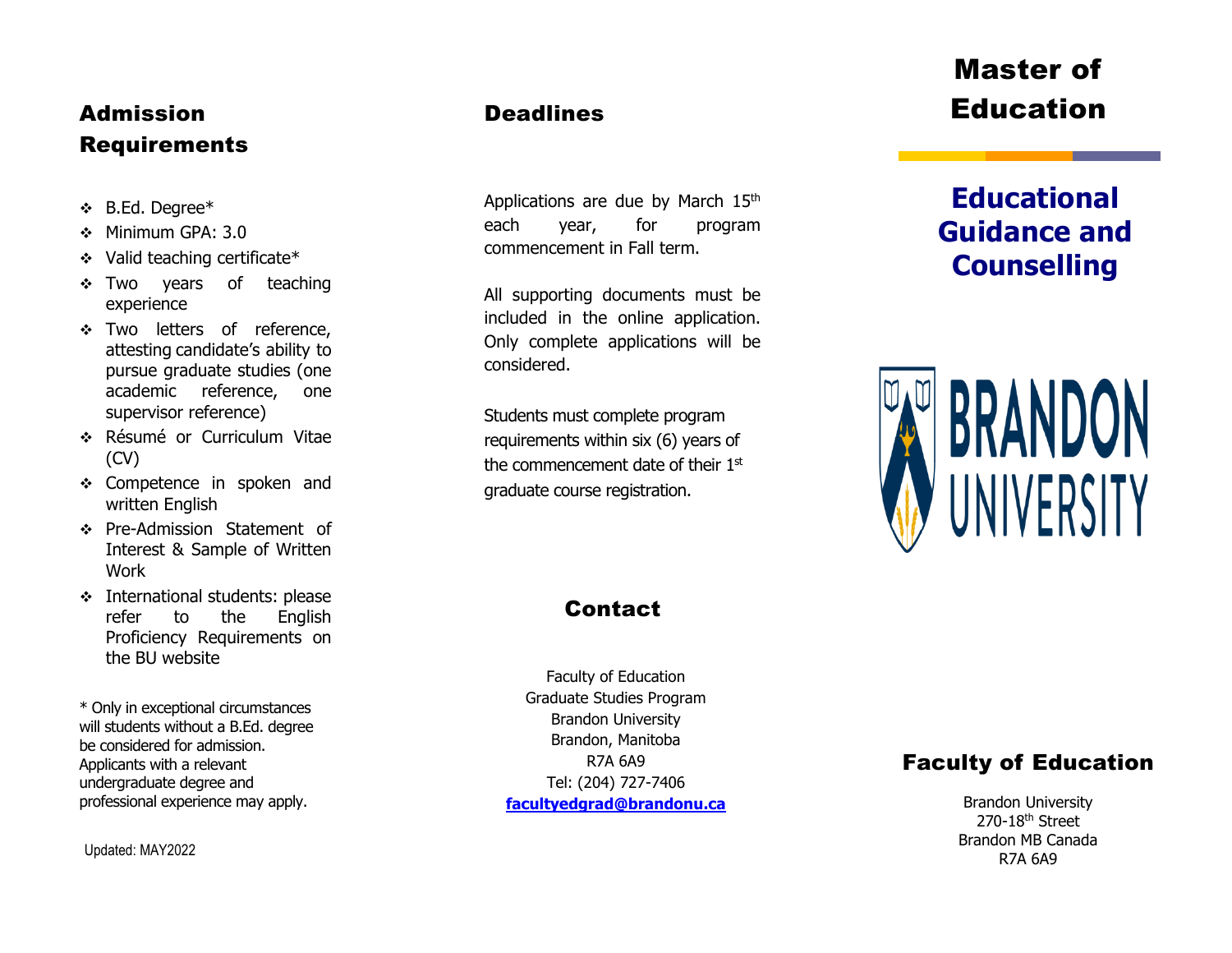## Admission Requirements

- B.Ed. Degree*
- Minimum GPA: 3.0
- Valid teaching certificate*
- Two years of teaching experience
- Two letters of reference, attesting candidate's ability to pursue graduate studies (one academic reference, one supervisor reference)
- Résumé or Curriculum Vitae (CV)
- Competence in spoken and written English
- Pre-Admission Statement of Interest & Sample of Written Work
- International students: please refer to the English Proficiency Requirements on the BU website

* Only in exceptional circumstances will students without a B.Ed. degree be considered for admission. Applicants with a relevant undergraduate degree and professional experience may apply.

Updated: MAY2022

## Deadlines

Applications are due by March 15th each year, for program commencement in Fall term.

All supporting documents must be included in the online application. Only complete applications will be considered.

Students must complete program requirements within six (6) years of the commencement date of their 1st graduate course registration.

## Contact

Faculty of Education
Graduate Studies Program
Brandon University
Brandon, Manitoba
R7A 6A9
Tel: (204) 727-7406
**facultyedgrad@brandonu.ca**

# Master of Education

## Educational Guidance and Counselling

BRANDON UNIVERSITY

## Faculty of Education

Brandon University
270-18th Street
Brandon MB Canada
R7A 6A9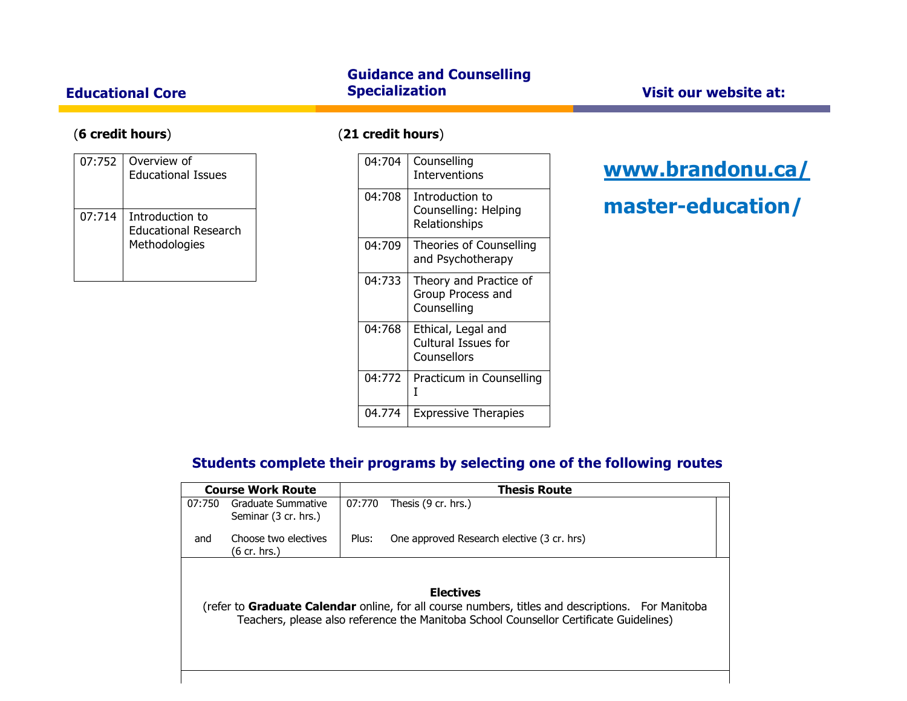## Educational Core

(**6 credit hours**)

| | |
|---|---|
| 07:752 | Overview of Educational Issues |
| 07:714 | Introduction to Educational Research Methodologies |

## Guidance and Counselling Specialization

(**21 credit hours**)

| | |
|---|---|
| 04:704 | Counselling Interventions |
| 04:708 | Introduction to Counselling: Helping Relationships |
| 04:709 | Theories of Counselling and Psychotherapy |
| 04:733 | Theory and Practice of Group Process and Counselling |
| 04:768 | Ethical, Legal and Cultural Issues for Counsellors |
| 04:772 | Practicum in Counselling I |
| 04.774 | Expressive Therapies |

## Visit our website at:

**www.brandonu.ca/master-education/**

## Students complete their programs by selecting one of the following routes

| Course Work Route | | Thesis Route | |
|---|---|---|---|
| 07:750 | Graduate Summative Seminar (3 cr. hrs.) | 07:770 | Thesis (9 cr. hrs.) |
| and | Choose two electives (6 cr. hrs.) | Plus: | One approved Research elective (3 cr. hrs) |

**Electives**

(refer to **Graduate Calendar** online, for all course numbers, titles and descriptions. For Manitoba Teachers, please also reference the Manitoba School Counsellor Certificate Guidelines)